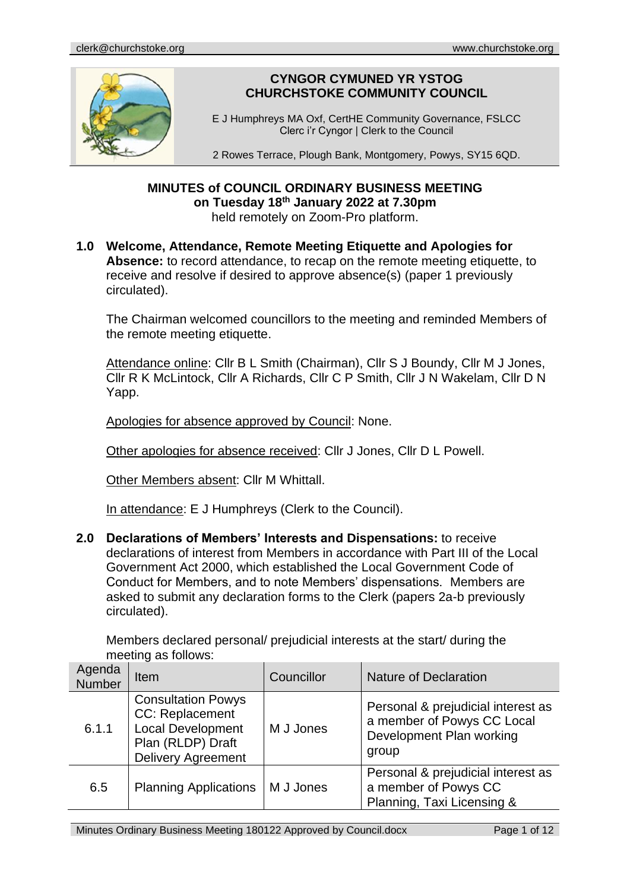clerk@churchstoke.org www.churchstoke.org

**CYNGOR CYMUNED YR YSTOG**
**CHURCHSTOKE COMMUNITY COUNCIL**

E J Humphreys MA Oxf, CertHE Community Governance, FSLCC
Clerc i'r Cyngor | Clerk to the Council

2 Rowes Terrace, Plough Bank, Montgomery, Powys, SY15 6QD.

# MINUTES of COUNCIL ORDINARY BUSINESS MEETING on Tuesday 18th January 2022 at 7.30pm

held remotely on Zoom-Pro platform.

**1.0 Welcome, Attendance, Remote Meeting Etiquette and Apologies for Absence:** to record attendance, to recap on the remote meeting etiquette, to receive and resolve if desired to approve absence(s) (paper 1 previously circulated).

The Chairman welcomed councillors to the meeting and reminded Members of the remote meeting etiquette.

Attendance online: Cllr B L Smith (Chairman), Cllr S J Boundy, Cllr M J Jones, Cllr R K McLintock, Cllr A Richards, Cllr C P Smith, Cllr J N Wakelam, Cllr D N Yapp.

Apologies for absence approved by Council: None.

Other apologies for absence received: Cllr J Jones, Cllr D L Powell.

Other Members absent: Cllr M Whittall.

In attendance: E J Humphreys (Clerk to the Council).

**2.0 Declarations of Members' Interests and Dispensations:** to receive declarations of interest from Members in accordance with Part III of the Local Government Act 2000, which established the Local Government Code of Conduct for Members, and to note Members' dispensations. Members are asked to submit any declaration forms to the Clerk (papers 2a-b previously circulated).

Members declared personal/ prejudicial interests at the start/ during the meeting as follows:

| Agenda Number | Item | Councillor | Nature of Declaration |
|---|---|---|---|
| 6.1.1 | Consultation Powys CC: Replacement Local Development Plan (RLDP) Draft Delivery Agreement | M J Jones | Personal & prejudicial interest as a member of Powys CC Local Development Plan working group |
| 6.5 | Planning Applications | M J Jones | Personal & prejudicial interest as a member of Powys CC Planning, Taxi Licensing & |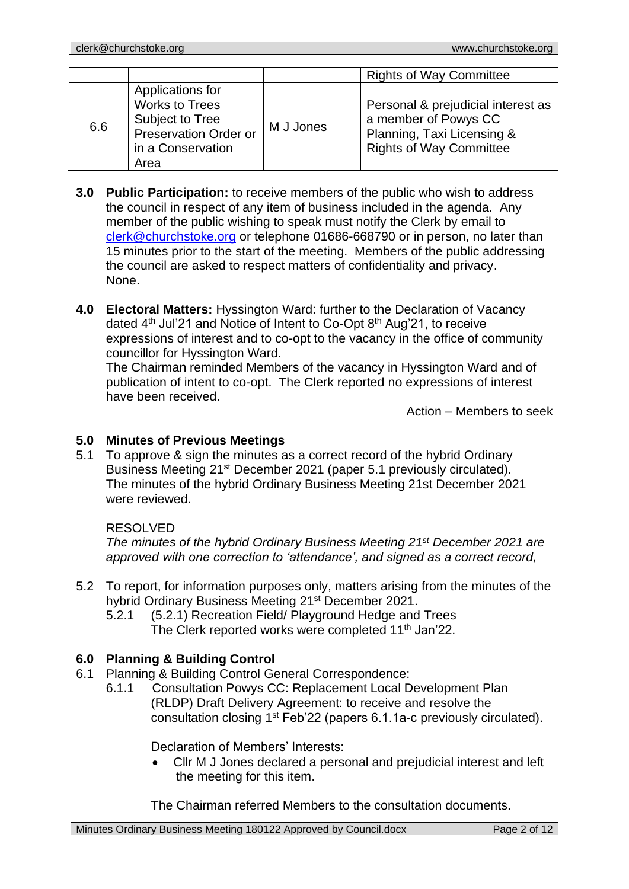| | | | Rights of Way Committee |
|---|---|---|---|
| 6.6 | Applications for Works to Trees Subject to Tree Preservation Order or in a Conservation Area | M J Jones | Personal & prejudicial interest as a member of Powys CC Planning, Taxi Licensing & Rights of Way Committee |

**3.0 Public Participation:** to receive members of the public who wish to address the council in respect of any item of business included in the agenda. Any member of the public wishing to speak must notify the Clerk by email to clerk@churchstoke.org or telephone 01686-668790 or in person, no later than 15 minutes prior to the start of the meeting. Members of the public addressing the council are asked to respect matters of confidentiality and privacy.
None.

**4.0 Electoral Matters:** Hyssington Ward: further to the Declaration of Vacancy dated 4th Jul'21 and Notice of Intent to Co-Opt 8th Aug'21, to receive expressions of interest and to co-opt to the vacancy in the office of community councillor for Hyssington Ward.
The Chairman reminded Members of the vacancy in Hyssington Ward and of publication of intent to co-opt. The Clerk reported no expressions of interest have been received.

Action – Members to seek

**5.0 Minutes of Previous Meetings**

5.1 To approve & sign the minutes as a correct record of the hybrid Ordinary Business Meeting 21st December 2021 (paper 5.1 previously circulated).
The minutes of the hybrid Ordinary Business Meeting 21st December 2021 were reviewed.

RESOLVED
*The minutes of the hybrid Ordinary Business Meeting 21st December 2021 are approved with one correction to 'attendance', and signed as a correct record,*

5.2 To report, for information purposes only, matters arising from the minutes of the hybrid Ordinary Business Meeting 21st December 2021.

5.2.1 (5.2.1) Recreation Field/ Playground Hedge and Trees
The Clerk reported works were completed 11th Jan'22.

**6.0 Planning & Building Control**

6.1 Planning & Building Control General Correspondence:

6.1.1 Consultation Powys CC: Replacement Local Development Plan (RLDP) Draft Delivery Agreement: to receive and resolve the consultation closing 1st Feb'22 (papers 6.1.1a-c previously circulated).

Declaration of Members' Interests:

- Cllr M J Jones declared a personal and prejudicial interest and left the meeting for this item.

The Chairman referred Members to the consultation documents.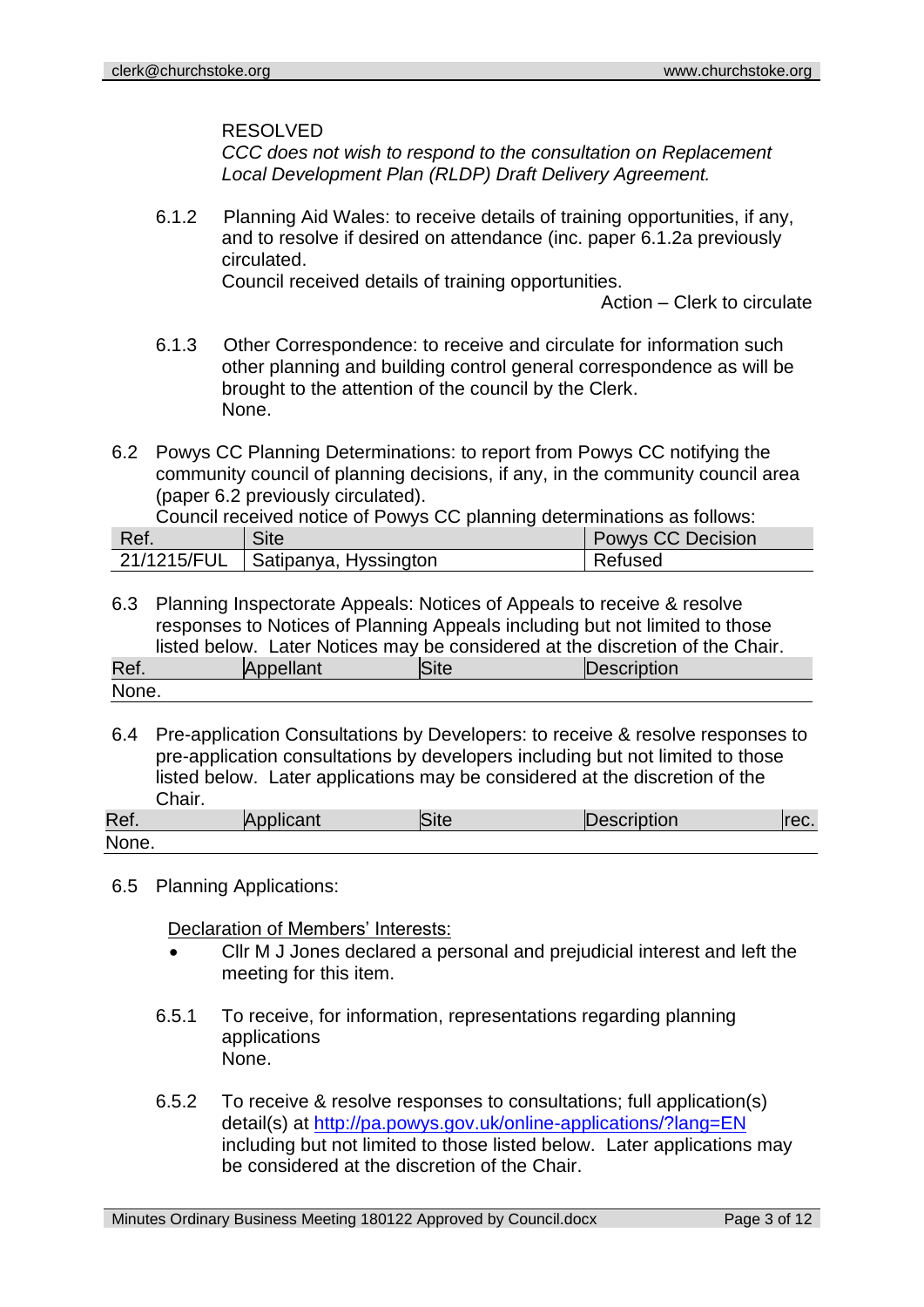RESOLVED
*CCC does not wish to respond to the consultation on Replacement Local Development Plan (RLDP) Draft Delivery Agreement.*

6.1.2 Planning Aid Wales: to receive details of training opportunities, if any, and to resolve if desired on attendance (inc. paper 6.1.2a previously circulated.
Council received details of training opportunities.
Action – Clerk to circulate

6.1.3 Other Correspondence: to receive and circulate for information such other planning and building control general correspondence as will be brought to the attention of the council by the Clerk.
None.

6.2 Powys CC Planning Determinations: to report from Powys CC notifying the community council of planning decisions, if any, in the community council area (paper 6.2 previously circulated).
Council received notice of Powys CC planning determinations as follows:

| Ref. | Site | Powys CC Decision |
|---|---|---|
| 21/1215/FUL | Satipanya, Hyssington | Refused |

6.3 Planning Inspectorate Appeals: Notices of Appeals to receive & resolve responses to Notices of Planning Appeals including but not limited to those listed below. Later Notices may be considered at the discretion of the Chair.

| Ref. | Appellant | Site | Description |
|---|---|---|---|
| None. | | | |

6.4 Pre-application Consultations by Developers: to receive & resolve responses to pre-application consultations by developers including but not limited to those listed below. Later applications may be considered at the discretion of the Chair.

| Ref. | Applicant | Site | Description | rec. |
|---|---|---|---|---|
| None. | | | | |

6.5 Planning Applications:

Declaration of Members' Interests:

- Cllr M J Jones declared a personal and prejudicial interest and left the meeting for this item.

6.5.1 To receive, for information, representations regarding planning applications
None.

6.5.2 To receive & resolve responses to consultations; full application(s) detail(s) at http://pa.powys.gov.uk/online-applications/?lang=EN including but not limited to those listed below. Later applications may be considered at the discretion of the Chair.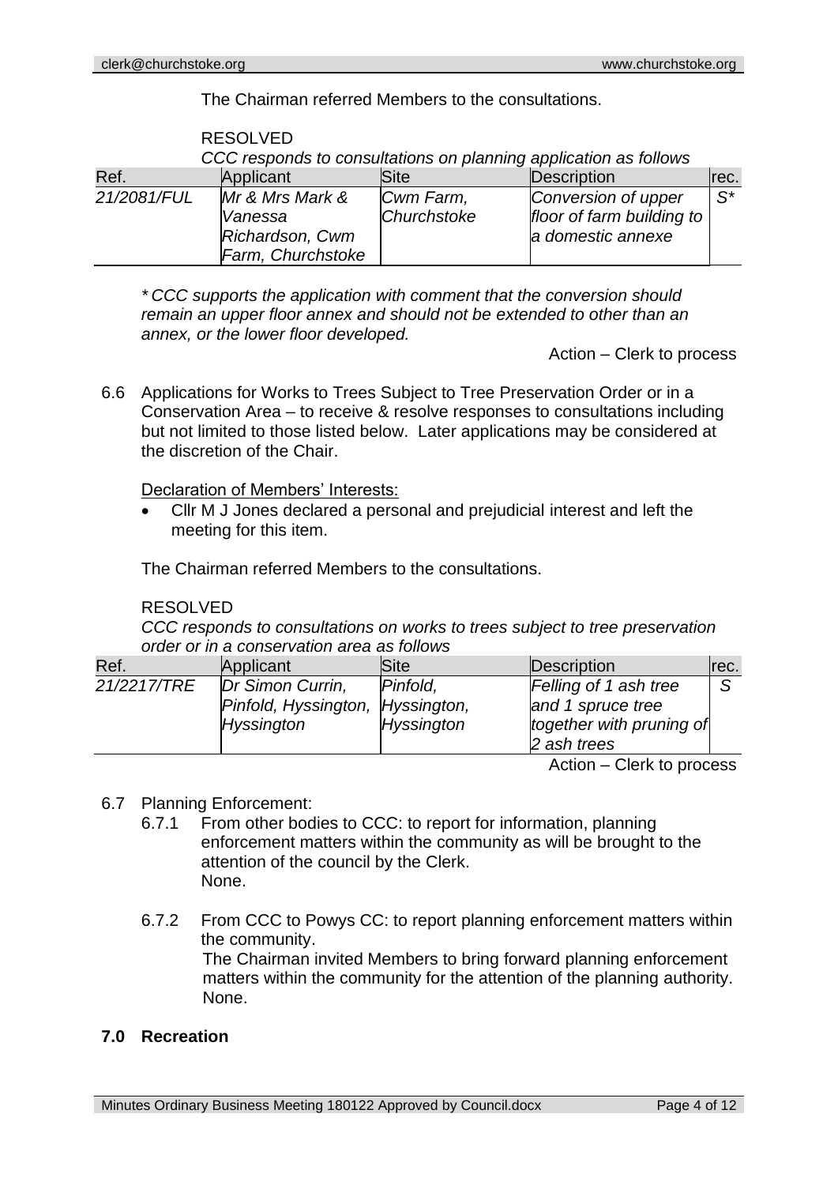The Chairman referred Members to the consultations.

RESOLVED

*CCC responds to consultations on planning application as follows*

| Ref. | Applicant | Site | Description | rec. |
|---|---|---|---|---|
| *21/2081/FUL* | *Mr & Mrs Mark & Vanessa Richardson, Cwm Farm, Churchstoke* | *Cwm Farm, Churchstoke* | *Conversion of upper floor of farm building to a domestic annexe* | *S** |

*\* CCC supports the application with comment that the conversion should remain an upper floor annex and should not be extended to other than an annex, or the lower floor developed.*

Action – Clerk to process

6.6 Applications for Works to Trees Subject to Tree Preservation Order or in a Conservation Area – to receive & resolve responses to consultations including but not limited to those listed below. Later applications may be considered at the discretion of the Chair.

Declaration of Members' Interests:

- Cllr M J Jones declared a personal and prejudicial interest and left the meeting for this item.

The Chairman referred Members to the consultations.

RESOLVED

*CCC responds to consultations on works to trees subject to tree preservation order or in a conservation area as follows*

| Ref. | Applicant | Site | Description | rec. |
|---|---|---|---|---|
| *21/2217/TRE* | *Dr Simon Currin, Pinfold, Hyssington, Hyssington* | *Pinfold, Hyssington, Hyssington* | *Felling of 1 ash tree and 1 spruce tree together with pruning of 2 ash trees* | *S* |

Action – Clerk to process

6.7 Planning Enforcement:

6.7.1 From other bodies to CCC: to report for information, planning enforcement matters within the community as will be brought to the attention of the council by the Clerk.
None.

6.7.2 From CCC to Powys CC: to report planning enforcement matters within the community.
The Chairman invited Members to bring forward planning enforcement matters within the community for the attention of the planning authority.
None.

## 7.0 Recreation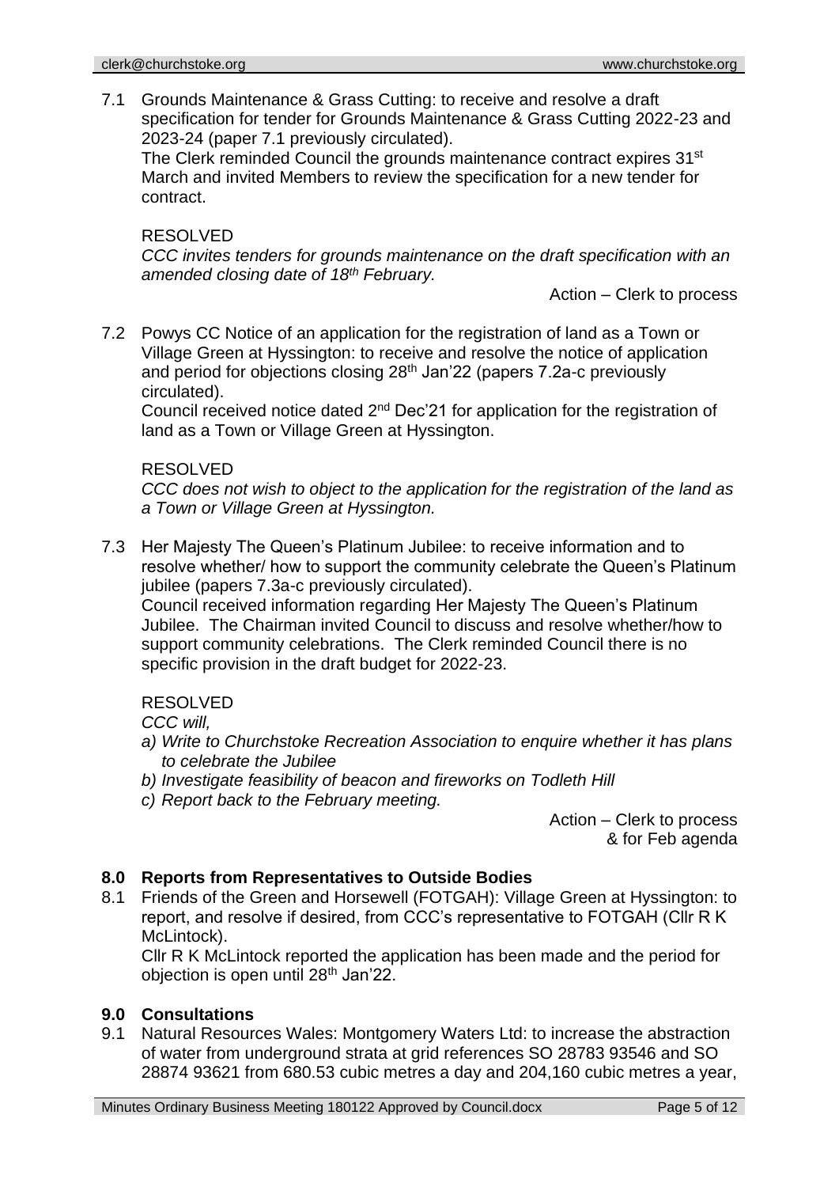7.1 Grounds Maintenance & Grass Cutting: to receive and resolve a draft specification for tender for Grounds Maintenance & Grass Cutting 2022-23 and 2023-24 (paper 7.1 previously circulated).
The Clerk reminded Council the grounds maintenance contract expires 31st March and invited Members to review the specification for a new tender for contract.

RESOLVED
*CCC invites tenders for grounds maintenance on the draft specification with an amended closing date of 18th February.*

Action – Clerk to process

7.2 Powys CC Notice of an application for the registration of land as a Town or Village Green at Hyssington: to receive and resolve the notice of application and period for objections closing 28th Jan'22 (papers 7.2a-c previously circulated).
Council received notice dated 2nd Dec'21 for application for the registration of land as a Town or Village Green at Hyssington.

RESOLVED
*CCC does not wish to object to the application for the registration of the land as a Town or Village Green at Hyssington.*

7.3 Her Majesty The Queen's Platinum Jubilee: to receive information and to resolve whether/ how to support the community celebrate the Queen's Platinum jubilee (papers 7.3a-c previously circulated).
Council received information regarding Her Majesty The Queen's Platinum Jubilee. The Chairman invited Council to discuss and resolve whether/how to support community celebrations. The Clerk reminded Council there is no specific provision in the draft budget for 2022-23.

RESOLVED
*CCC will,*
*a) Write to Churchstoke Recreation Association to enquire whether it has plans to celebrate the Jubilee*
*b) Investigate feasibility of beacon and fireworks on Todleth Hill*
*c) Report back to the February meeting.*

Action – Clerk to process
& for Feb agenda

## 8.0 Reports from Representatives to Outside Bodies

8.1 Friends of the Green and Horsewell (FOTGAH): Village Green at Hyssington: to report, and resolve if desired, from CCC's representative to FOTGAH (Cllr R K McLintock).
Cllr R K McLintock reported the application has been made and the period for objection is open until 28th Jan'22.

## 9.0 Consultations

9.1 Natural Resources Wales: Montgomery Waters Ltd: to increase the abstraction of water from underground strata at grid references SO 28783 93546 and SO 28874 93621 from 680.53 cubic metres a day and 204,160 cubic metres a year,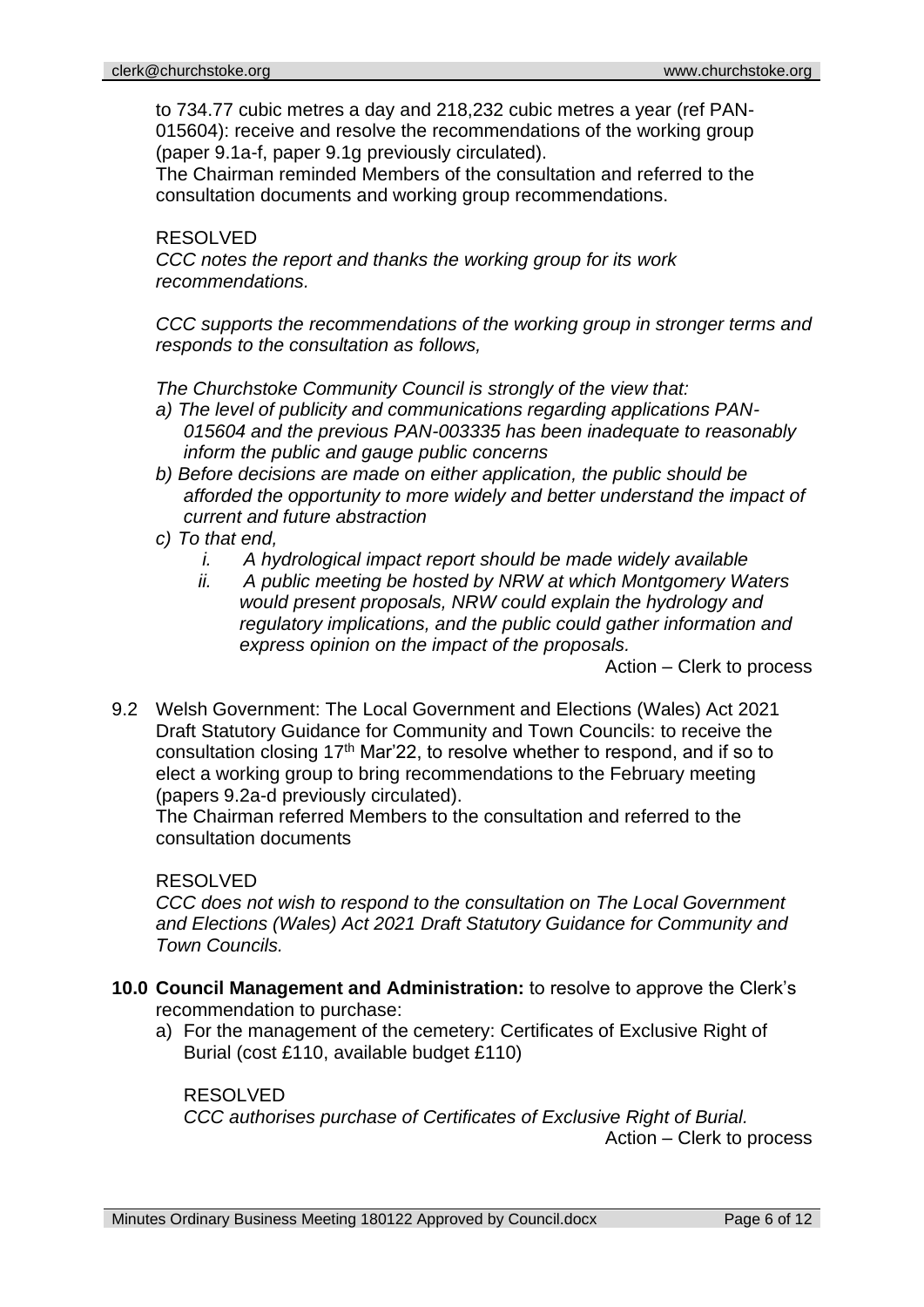to 734.77 cubic metres a day and 218,232 cubic metres a year (ref PAN-015604): receive and resolve the recommendations of the working group (paper 9.1a-f, paper 9.1g previously circulated).
The Chairman reminded Members of the consultation and referred to the consultation documents and working group recommendations.

RESOLVED
*CCC notes the report and thanks the working group for its work recommendations.*

*CCC supports the recommendations of the working group in stronger terms and responds to the consultation as follows,*

*The Churchstoke Community Council is strongly of the view that:*

*a) The level of publicity and communications regarding applications PAN-015604 and the previous PAN-003335 has been inadequate to reasonably inform the public and gauge public concerns*
*b) Before decisions are made on either application, the public should be afforded the opportunity to more widely and better understand the impact of current and future abstraction*
*c) To that end,*
   *i. A hydrological impact report should be made widely available*
   *ii. A public meeting be hosted by NRW at which Montgomery Waters would present proposals, NRW could explain the hydrology and regulatory implications, and the public could gather information and express opinion on the impact of the proposals.*

Action – Clerk to process

9.2 Welsh Government: The Local Government and Elections (Wales) Act 2021 Draft Statutory Guidance for Community and Town Councils: to receive the consultation closing 17th Mar'22, to resolve whether to respond, and if so to elect a working group to bring recommendations to the February meeting (papers 9.2a-d previously circulated).
The Chairman referred Members to the consultation and referred to the consultation documents

RESOLVED
*CCC does not wish to respond to the consultation on The Local Government and Elections (Wales) Act 2021 Draft Statutory Guidance for Community and Town Councils.*

**10.0 Council Management and Administration:** to resolve to approve the Clerk's recommendation to purchase:

a) For the management of the cemetery: Certificates of Exclusive Right of Burial (cost £110, available budget £110)

RESOLVED
*CCC authorises purchase of Certificates of Exclusive Right of Burial.*

Action – Clerk to process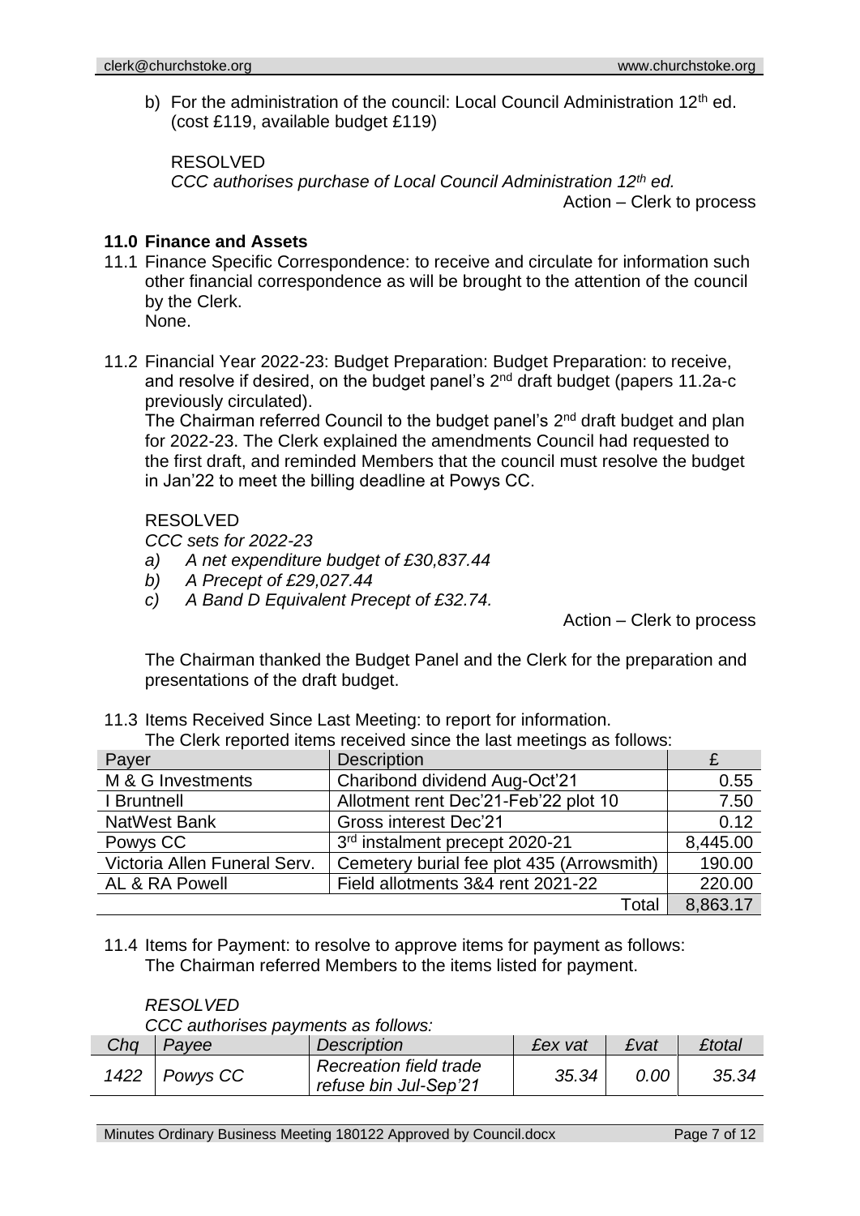b) For the administration of the council: Local Council Administration 12th ed. (cost £119, available budget £119)

RESOLVED
*CCC authorises purchase of Local Council Administration 12th ed.*
Action – Clerk to process

### 11.0 Finance and Assets

11.1 Finance Specific Correspondence: to receive and circulate for information such other financial correspondence as will be brought to the attention of the council by the Clerk.
None.

11.2 Financial Year 2022-23: Budget Preparation: Budget Preparation: to receive, and resolve if desired, on the budget panel's 2nd draft budget (papers 11.2a-c previously circulated).
The Chairman referred Council to the budget panel's 2nd draft budget and plan for 2022-23. The Clerk explained the amendments Council had requested to the first draft, and reminded Members that the council must resolve the budget in Jan'22 to meet the billing deadline at Powys CC.

RESOLVED
*CCC sets for 2022-23*
*a) A net expenditure budget of £30,837.44*
*b) A Precept of £29,027.44*
*c) A Band D Equivalent Precept of £32.74.*

Action – Clerk to process

The Chairman thanked the Budget Panel and the Clerk for the preparation and presentations of the draft budget.

11.3 Items Received Since Last Meeting: to report for information.
The Clerk reported items received since the last meetings as follows:

| Payer | Description | £ |
|---|---|---|
| M & G Investments | Charibond dividend Aug-Oct'21 | 0.55 |
| I Bruntnell | Allotment rent Dec'21-Feb'22 plot 10 | 7.50 |
| NatWest Bank | Gross interest Dec'21 | 0.12 |
| Powys CC | 3rd instalment precept 2020-21 | 8,445.00 |
| Victoria Allen Funeral Serv. | Cemetery burial fee plot 435 (Arrowsmith) | 190.00 |
| AL & RA Powell | Field allotments 3&4 rent 2021-22 | 220.00 |
| | Total | 8,863.17 |

11.4 Items for Payment: to resolve to approve items for payment as follows:
The Chairman referred Members to the items listed for payment.

*RESOLVED*
*CCC authorises payments as follows:*

| *Chq* | *Payee* | *Description* | *£ex vat* | *£vat* | *£total* |
|---|---|---|---|---|---|
| *1422* | *Powys CC* | *Recreation field trade refuse bin Jul-Sep'21* | *35.34* | *0.00* | *35.34* |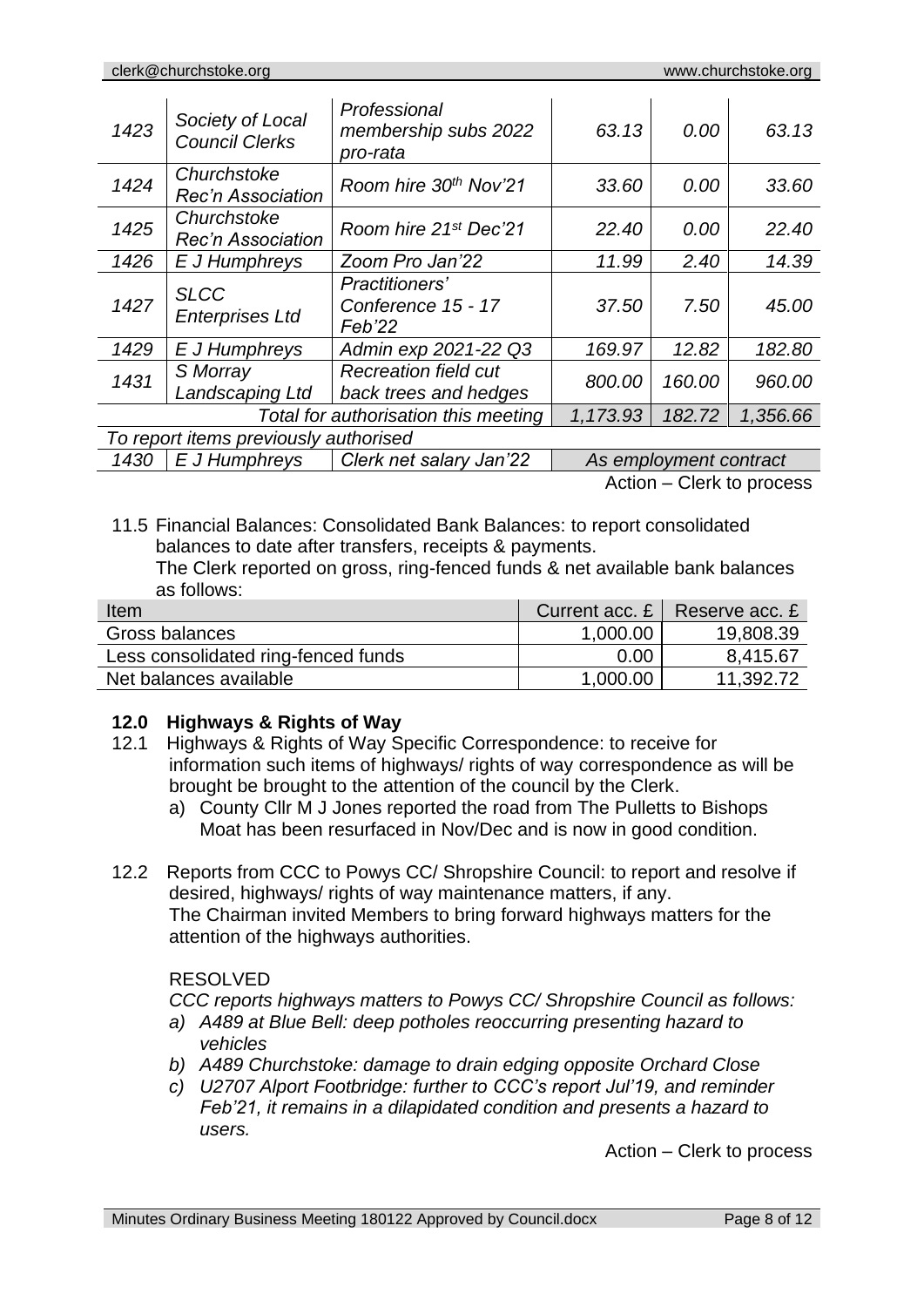| 1423 | *Society of Local Council Clerks* | *Professional membership subs 2022 pro-rata* | *63.13* | *0.00* | *63.13* |
|---|---|---|---|---|---|
| 1424 | *Churchstoke Rec'n Association* | *Room hire 30th Nov'21* | *33.60* | *0.00* | *33.60* |
| 1425 | *Churchstoke Rec'n Association* | *Room hire 21st Dec'21* | *22.40* | *0.00* | *22.40* |
| 1426 | *E J Humphreys* | *Zoom Pro Jan'22* | *11.99* | *2.40* | *14.39* |
| 1427 | *SLCC Enterprises Ltd* | *Practitioners' Conference 15 - 17 Feb'22* | *37.50* | *7.50* | *45.00* |
| 1429 | *E J Humphreys* | *Admin exp 2021-22 Q3* | *169.97* | *12.82* | *182.80* |
| 1431 | *S Morray Landscaping Ltd* | *Recreation field cut back trees and hedges* | *800.00* | *160.00* | *960.00* |
| | | *Total for authorisation this meeting* | *1,173.93* | *182.72* | *1,356.66* |
| *To report items previously authorised* | | | | | |
| 1430 | *E J Humphreys* | *Clerk net salary Jan'22* | *As employment contract* | | |

Action – Clerk to process

11.5 Financial Balances: Consolidated Bank Balances: to report consolidated balances to date after transfers, receipts & payments.
The Clerk reported on gross, ring-fenced funds & net available bank balances as follows:

| Item | Current acc. £ | Reserve acc. £ |
|---|---|---|
| Gross balances | 1,000.00 | 19,808.39 |
| Less consolidated ring-fenced funds | 0.00 | 8,415.67 |
| Net balances available | 1,000.00 | 11,392.72 |

## 12.0 Highways & Rights of Way

12.1 Highways & Rights of Way Specific Correspondence: to receive for information such items of highways/ rights of way correspondence as will be brought be brought to the attention of the council by the Clerk.

a) County Cllr M J Jones reported the road from The Pulletts to Bishops Moat has been resurfaced in Nov/Dec and is now in good condition.

12.2 Reports from CCC to Powys CC/ Shropshire Council: to report and resolve if desired, highways/ rights of way maintenance matters, if any.
The Chairman invited Members to bring forward highways matters for the attention of the highways authorities.

RESOLVED

*CCC reports highways matters to Powys CC/ Shropshire Council as follows:*

*a) A489 at Blue Bell: deep potholes reoccurring presenting hazard to vehicles*

*b) A489 Churchstoke: damage to drain edging opposite Orchard Close*

*c) U2707 Alport Footbridge: further to CCC's report Jul'19, and reminder Feb'21, it remains in a dilapidated condition and presents a hazard to users.*

Action – Clerk to process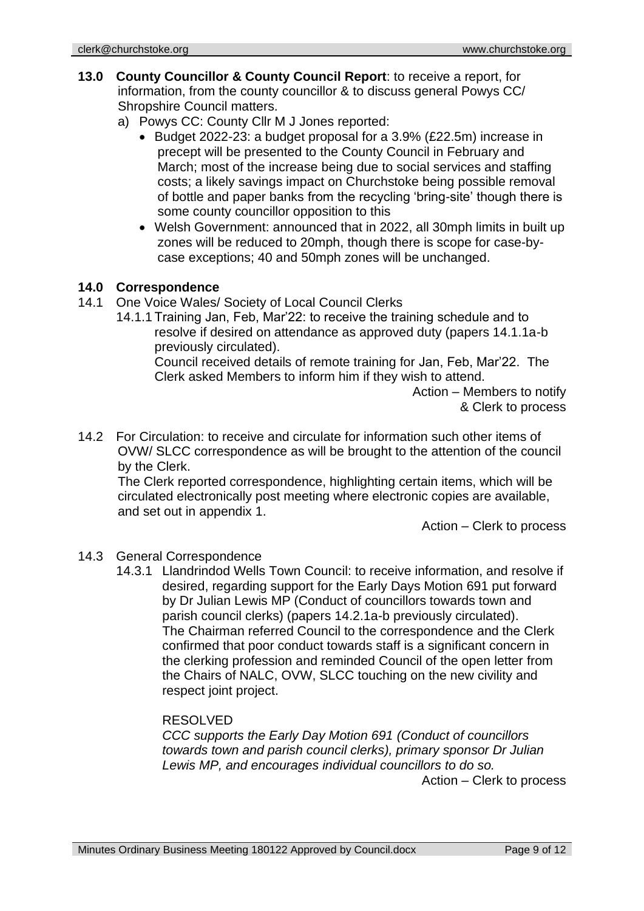**13.0 County Councillor & County Council Report**: to receive a report, for information, from the county councillor & to discuss general Powys CC/ Shropshire Council matters.

a) Powys CC: County Cllr M J Jones reported:

- Budget 2022-23: a budget proposal for a 3.9% (£22.5m) increase in precept will be presented to the County Council in February and March; most of the increase being due to social services and staffing costs; a likely savings impact on Churchstoke being possible removal of bottle and paper banks from the recycling 'bring-site' though there is some county councillor opposition to this
- Welsh Government: announced that in 2022, all 30mph limits in built up zones will be reduced to 20mph, though there is scope for case-by-case exceptions; 40 and 50mph zones will be unchanged.

## 14.0 Correspondence

14.1 One Voice Wales/ Society of Local Council Clerks

14.1.1 Training Jan, Feb, Mar'22: to receive the training schedule and to resolve if desired on attendance as approved duty (papers 14.1.1a-b previously circulated).

Council received details of remote training for Jan, Feb, Mar'22. The Clerk asked Members to inform him if they wish to attend.

Action – Members to notify & Clerk to process

14.2 For Circulation: to receive and circulate for information such other items of OVW/ SLCC correspondence as will be brought to the attention of the council by the Clerk.

The Clerk reported correspondence, highlighting certain items, which will be circulated electronically post meeting where electronic copies are available, and set out in appendix 1.

Action – Clerk to process

14.3 General Correspondence

14.3.1 Llandrindod Wells Town Council: to receive information, and resolve if desired, regarding support for the Early Days Motion 691 put forward by Dr Julian Lewis MP (Conduct of councillors towards town and parish council clerks) (papers 14.2.1a-b previously circulated).

The Chairman referred Council to the correspondence and the Clerk confirmed that poor conduct towards staff is a significant concern in the clerking profession and reminded Council of the open letter from the Chairs of NALC, OVW, SLCC touching on the new civility and respect joint project.

RESOLVED

*CCC supports the Early Day Motion 691 (Conduct of councillors towards town and parish council clerks), primary sponsor Dr Julian Lewis MP, and encourages individual councillors to do so.*

Action – Clerk to process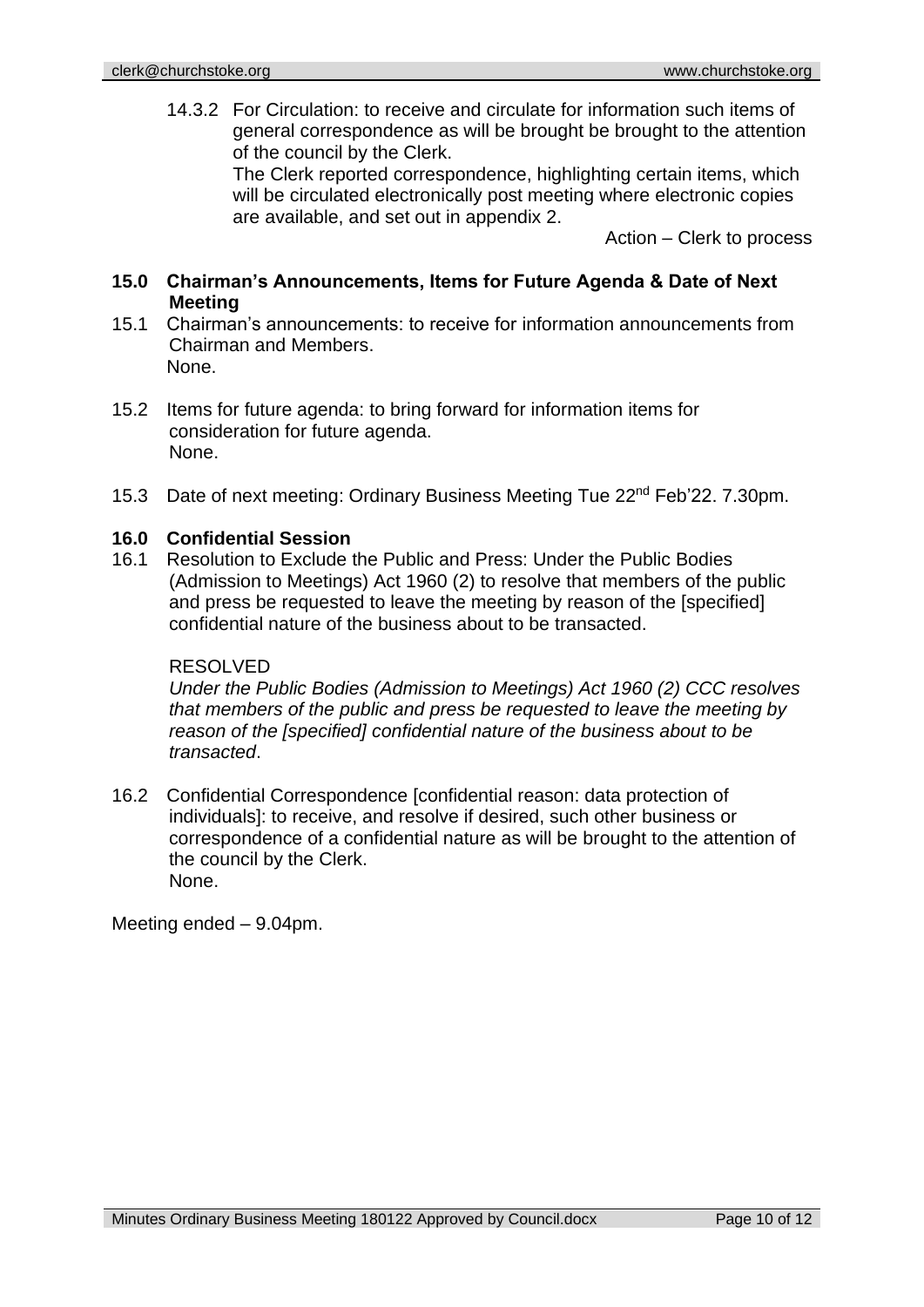14.3.2 For Circulation: to receive and circulate for information such items of general correspondence as will be brought be brought to the attention of the council by the Clerk.
The Clerk reported correspondence, highlighting certain items, which will be circulated electronically post meeting where electronic copies are available, and set out in appendix 2.

Action – Clerk to process

**15.0 Chairman's Announcements, Items for Future Agenda & Date of Next Meeting**

15.1 Chairman's announcements: to receive for information announcements from Chairman and Members.
None.

15.2 Items for future agenda: to bring forward for information items for consideration for future agenda.
None.

15.3 Date of next meeting: Ordinary Business Meeting Tue 22nd Feb'22. 7.30pm.

**16.0 Confidential Session**

16.1 Resolution to Exclude the Public and Press: Under the Public Bodies (Admission to Meetings) Act 1960 (2) to resolve that members of the public and press be requested to leave the meeting by reason of the [specified] confidential nature of the business about to be transacted.

RESOLVED
*Under the Public Bodies (Admission to Meetings) Act 1960 (2) CCC resolves that members of the public and press be requested to leave the meeting by reason of the [specified] confidential nature of the business about to be transacted*.

16.2 Confidential Correspondence [confidential reason: data protection of individuals]: to receive, and resolve if desired, such other business or correspondence of a confidential nature as will be brought to the attention of the council by the Clerk.
None.

Meeting ended – 9.04pm.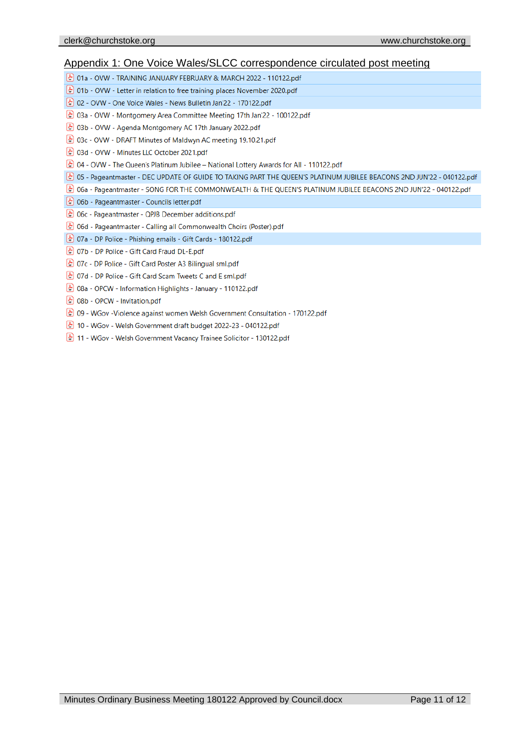## Appendix 1: One Voice Wales/SLCC correspondence circulated post meeting

- 01a - OVW - TRAINING JANUARY FEBRUARY & MARCH 2022 - 110122.pdf
- 01b - OVW - Letter in relation to free training places November 2020.pdf
- 02 - OVW - One Voice Wales - News Bulletin Jan'22 - 170122.pdf
- 03a - OVW - Montgomery Area Committee Meeting 17th Jan'22 - 100122.pdf
- 03b - OVW - Agenda Montgomery AC 17th January 2022.pdf
- 03c - OVW - DRAFT Minutes of Maldwyn AC meeting 19.10.21.pdf
- 03d - OVW - Minutes LLC October 2021.pdf
- 04 - OVW - The Queen's Platinum Jubilee – National Lottery Awards for All - 110122.pdf
- 05 - Pageantmaster - DEC UPDATE OF GUIDE TO TAKING PART THE QUEEN'S PLATINUM JUBILEE BEACONS 2ND JUN'22 - 040122.pdf
- 06a - Pageantmaster - SONG FOR THE COMMONWEALTH & THE QUEEN'S PLATINUM JUBILEE BEACONS 2ND JUN'22 - 040122.pdf
- 06b - Pageantmaster - Councils letter.pdf
- 06c - Pageantmaster - QPJB December additions.pdf
- 06d - Pageantmaster - Calling all Commonwealth Choirs (Poster).pdf
- 07a - DP Police - Phishing emails - Gift Cards - 180122.pdf
- 07b - DP Police - Gift Card Fraud DL-E.pdf
- 07c - DP Police - Gift Card Poster A3 Bilingual sml.pdf
- 07d - DP Police - Gift Card Scam Tweets C and E sml.pdf
- 08a - OPCW - Information Highlights - January - 110122.pdf
- 08b - OPCW - Invitation.pdf
- 09 - WGov -Violence against women Welsh Government Consultation - 170122.pdf
- 10 - WGov - Welsh Government draft budget 2022-23 - 040122.pdf
- 11 - WGov - Welsh Government Vacancy Trainee Solicitor - 130122.pdf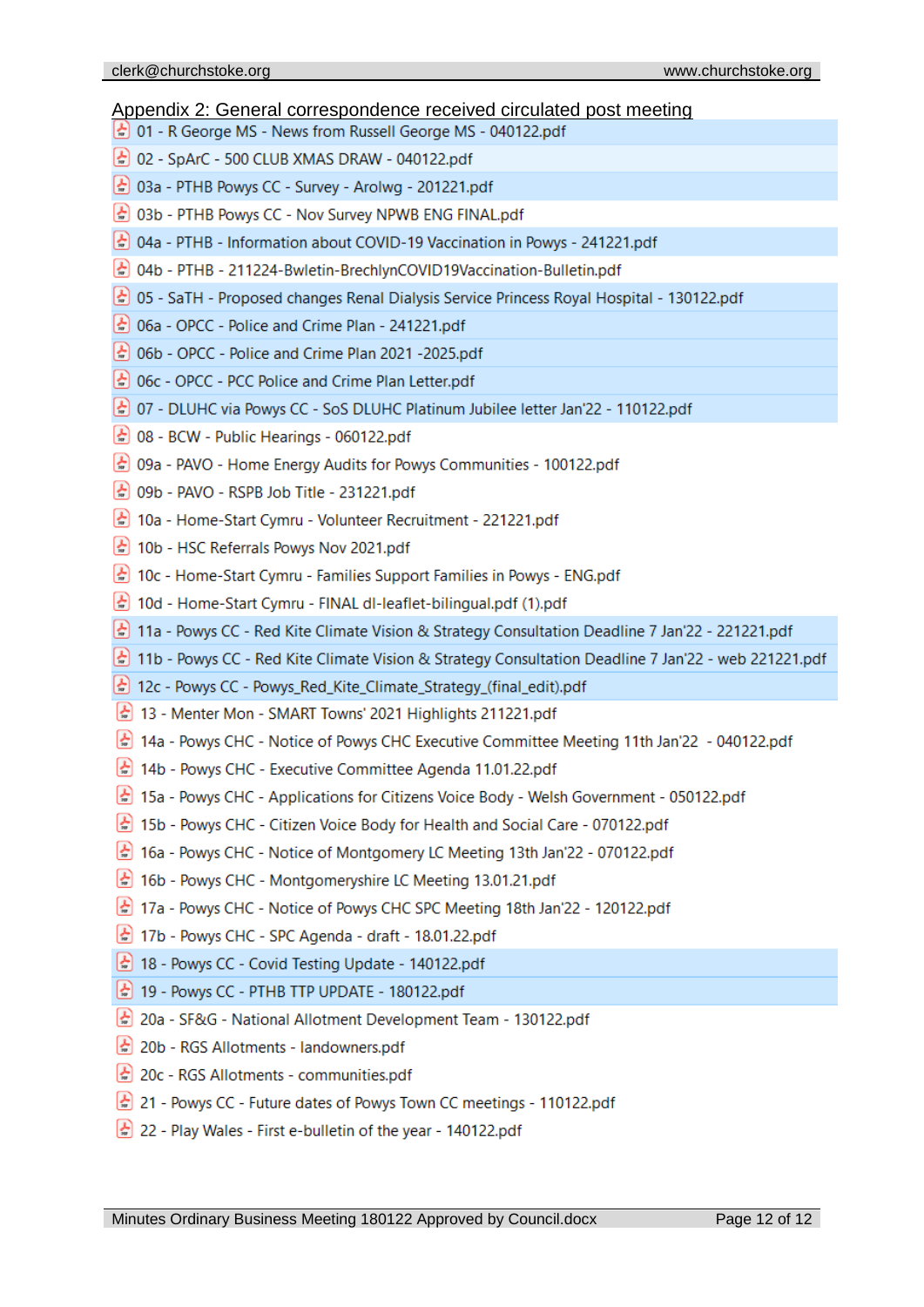## Appendix 2: General correspondence received circulated post meeting

- 01 - R George MS - News from Russell George MS - 040122.pdf
- 02 - SpArC - 500 CLUB XMAS DRAW - 040122.pdf
- 03a - PTHB Powys CC - Survey - Arolwg - 201221.pdf
- 03b - PTHB Powys CC - Nov Survey NPWB ENG FINAL.pdf
- 04a - PTHB - Information about COVID-19 Vaccination in Powys - 241221.pdf
- 04b - PTHB - 211224-Bwletin-BrechlynCOVID19Vaccination-Bulletin.pdf
- 05 - SaTH - Proposed changes Renal Dialysis Service Princess Royal Hospital - 130122.pdf
- 06a - OPCC - Police and Crime Plan - 241221.pdf
- 06b - OPCC - Police and Crime Plan 2021 -2025.pdf
- 06c - OPCC - PCC Police and Crime Plan Letter.pdf
- 07 - DLUHC via Powys CC - SoS DLUHC Platinum Jubilee letter Jan'22 - 110122.pdf
- 08 - BCW - Public Hearings - 060122.pdf
- 09a - PAVO - Home Energy Audits for Powys Communities - 100122.pdf
- 09b - PAVO - RSPB Job Title - 231221.pdf
- 10a - Home-Start Cymru - Volunteer Recruitment - 221221.pdf
- 10b - HSC Referrals Powys Nov 2021.pdf
- 10c - Home-Start Cymru - Families Support Families in Powys - ENG.pdf
- 10d - Home-Start Cymru - FINAL dl-leaflet-bilingual.pdf (1).pdf
- 11a - Powys CC - Red Kite Climate Vision & Strategy Consultation Deadline 7 Jan'22 - 221221.pdf
- 11b - Powys CC - Red Kite Climate Vision & Strategy Consultation Deadline 7 Jan'22 - web 221221.pdf
- 12c - Powys CC - Powys_Red_Kite_Climate_Strategy_(final_edit).pdf
- 13 - Menter Mon - SMART Towns' 2021 Highlights 211221.pdf
- 14a - Powys CHC - Notice of Powys CHC Executive Committee Meeting 11th Jan'22 - 040122.pdf
- 14b - Powys CHC - Executive Committee Agenda 11.01.22.pdf
- 15a - Powys CHC - Applications for Citizens Voice Body - Welsh Government - 050122.pdf
- 15b - Powys CHC - Citizen Voice Body for Health and Social Care - 070122.pdf
- 16a - Powys CHC - Notice of Montgomery LC Meeting 13th Jan'22 - 070122.pdf
- 16b - Powys CHC - Montgomeryshire LC Meeting 13.01.21.pdf
- 17a - Powys CHC - Notice of Powys CHC SPC Meeting 18th Jan'22 - 120122.pdf
- 17b - Powys CHC - SPC Agenda - draft - 18.01.22.pdf
- 18 - Powys CC - Covid Testing Update - 140122.pdf
- 19 - Powys CC - PTHB TTP UPDATE - 180122.pdf
- 20a - SF&G - National Allotment Development Team - 130122.pdf
- 20b - RGS Allotments - landowners.pdf
- 20c - RGS Allotments - communities.pdf
- 21 - Powys CC - Future dates of Powys Town CC meetings - 110122.pdf
- 22 - Play Wales - First e-bulletin of the year - 140122.pdf